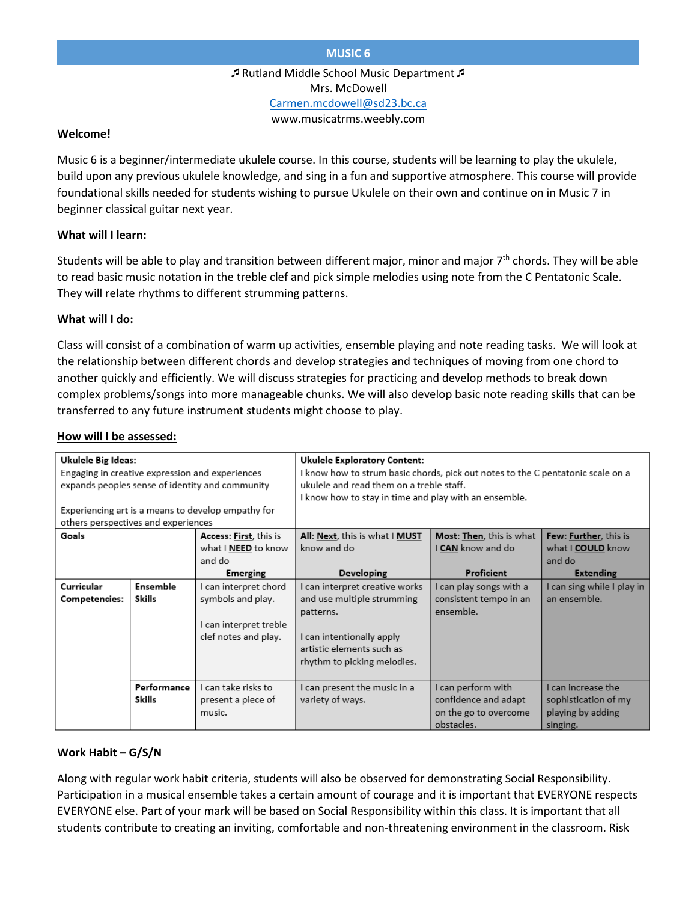# MUSIC 6

♬ Rutland Middle School Music Department ♬
Mrs. McDowell
Carmen.mcdowell@sd23.bc.ca
www.musicatrms.weebly.com

## Welcome!

Music 6 is a beginner/intermediate ukulele course. In this course, students will be learning to play the ukulele, build upon any previous ukulele knowledge, and sing in a fun and supportive atmosphere. This course will provide foundational skills needed for students wishing to pursue Ukulele on their own and continue on in Music 7 in beginner classical guitar next year.

## What will I learn:

Students will be able to play and transition between different major, minor and major 7th chords. They will be able to read basic music notation in the treble clef and pick simple melodies using note from the C Pentatonic Scale. They will relate rhythms to different strumming patterns.

## What will I do:

Class will consist of a combination of warm up activities, ensemble playing and note reading tasks. We will look at the relationship between different chords and develop strategies and techniques of moving from one chord to another quickly and efficiently. We will discuss strategies for practicing and develop methods to break down complex problems/songs into more manageable chunks. We will also develop basic note reading skills that can be transferred to any future instrument students might choose to play.

## How will I be assessed:

| **Ukulele Big Ideas:** Engaging in creative expression and experiences expands peoples sense of identity and community<br><br>Experiencing art is a means to develop empathy for others perspectives and experiences | | | **Ukulele Exploratory Content:** I know how to strum basic chords, pick out notes to the C pentatonic scale on a ukulele and read them on a treble staff.<br>I know how to stay in time and play with an ensemble. | | |
|---|---|---|---|---|---|
| **Goals** | | **Access: First**, this is what I **NEED** to know and do<br>**Emerging** | **All: Next**, this is what I **MUST** know and do<br>**Developing** | **Most: Then**, this is what I **CAN** know and do<br>**Proficient** | **Few: Further**, this is what I **COULD** know and do<br>**Extending** |
| **Curricular Competencies:** | **Ensemble Skills** | I can interpret chord symbols and play.<br><br>I can interpret treble clef notes and play. | I can interpret creative works and use multiple strumming patterns.<br><br>I can intentionally apply artistic elements such as rhythm to picking melodies. | I can play songs with a consistent tempo in an ensemble. | I can sing while I play in an ensemble. |
| | **Performance Skills** | I can take risks to present a piece of music. | I can present the music in a variety of ways. | I can perform with confidence and adapt on the go to overcome obstacles. | I can increase the sophistication of my playing by adding singing. |

**Work Habit – G/S/N**

Along with regular work habit criteria, students will also be observed for demonstrating Social Responsibility. Participation in a musical ensemble takes a certain amount of courage and it is important that EVERYONE respects EVERYONE else. Part of your mark will be based on Social Responsibility within this class. It is important that all students contribute to creating an inviting, comfortable and non-threatening environment in the classroom. Risk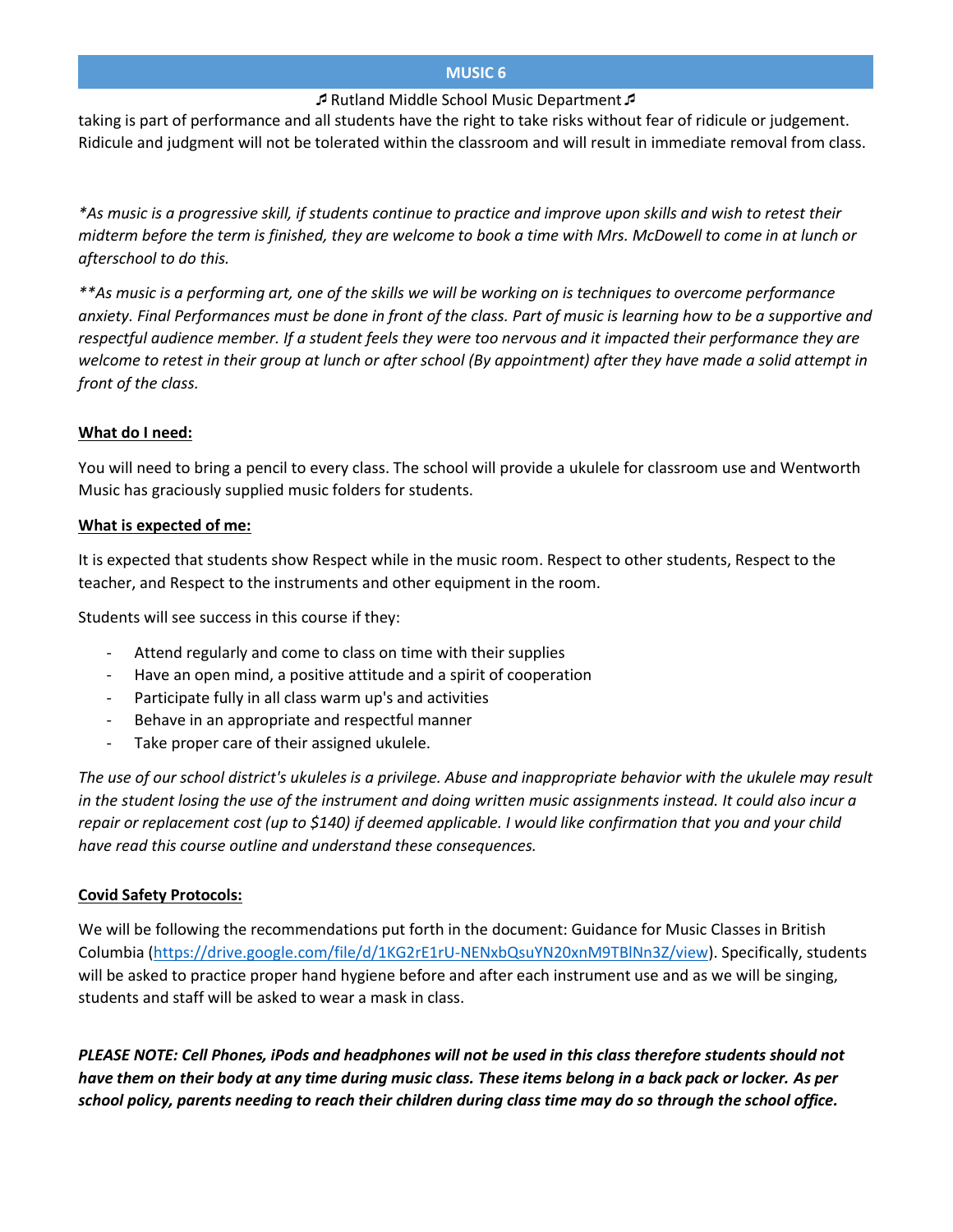taking is part of performance and all students have the right to take risks without fear of ridicule or judgement. Ridicule and judgment will not be tolerated within the classroom and will result in immediate removal from class.

**As music is a progressive skill, if students continue to practice and improve upon skills and wish to retest their midterm before the term is finished, they are welcome to book a time with Mrs. McDowell to come in at lunch or afterschool to do this.*

***As music is a performing art, one of the skills we will be working on is techniques to overcome performance anxiety. Final Performances must be done in front of the class. Part of music is learning how to be a supportive and respectful audience member. If a student feels they were too nervous and it impacted their performance they are welcome to retest in their group at lunch or after school (By appointment) after they have made a solid attempt in front of the class.*

**<u>What do I need:</u>**

You will need to bring a pencil to every class. The school will provide a ukulele for classroom use and Wentworth Music has graciously supplied music folders for students.

**<u>What is expected of me:</u>**

It is expected that students show Respect while in the music room. Respect to other students, Respect to the teacher, and Respect to the instruments and other equipment in the room.

Students will see success in this course if they:

- Attend regularly and come to class on time with their supplies
- Have an open mind, a positive attitude and a spirit of cooperation
- Participate fully in all class warm up's and activities
- Behave in an appropriate and respectful manner
- Take proper care of their assigned ukulele.

*The use of our school district's ukuleles is a privilege. Abuse and inappropriate behavior with the ukulele may result in the student losing the use of the instrument and doing written music assignments instead. It could also incur a repair or replacement cost (up to $140) if deemed applicable. I would like confirmation that you and your child have read this course outline and understand these consequences.*

**<u>Covid Safety Protocols:</u>**

We will be following the recommendations put forth in the document: Guidance for Music Classes in British Columbia (https://drive.google.com/file/d/1KG2rE1rU-NENxbQsuYN20xnM9TBlNn3Z/view). Specifically, students will be asked to practice proper hand hygiene before and after each instrument use and as we will be singing, students and staff will be asked to wear a mask in class.

***PLEASE NOTE: Cell Phones, iPods and headphones will not be used in this class therefore students should not have them on their body at any time during music class. These items belong in a back pack or locker. As per school policy, parents needing to reach their children during class time may do so through the school office.***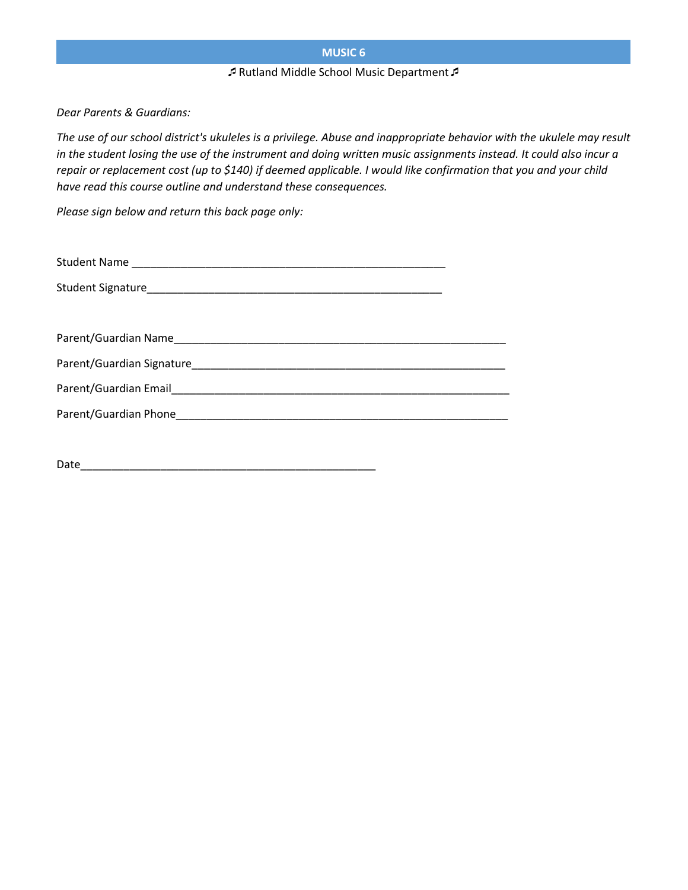# MUSIC 6

♬ Rutland Middle School Music Department ♬

*Dear Parents & Guardians:*

*The use of our school district's ukuleles is a privilege. Abuse and inappropriate behavior with the ukulele may result in the student losing the use of the instrument and doing written music assignments instead. It could also incur a repair or replacement cost (up to $140) if deemed applicable. I would like confirmation that you and your child have read this course outline and understand these consequences.*

*Please sign below and return this back page only:*

Student Name ____________________________________________________

Student Signature_________________________________________________

Parent/Guardian Name_______________________________________________________

Parent/Guardian Signature____________________________________________________

Parent/Guardian Email________________________________________________________

Parent/Guardian Phone_______________________________________________________

Date_________________________________________________